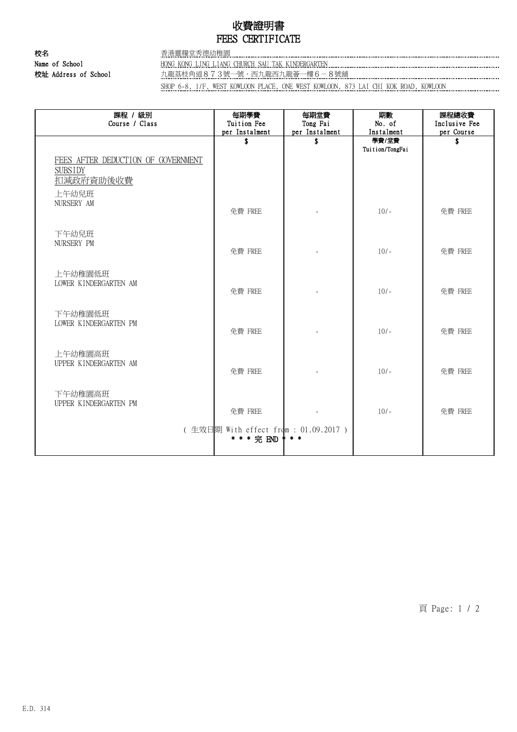# 收費證明書
# FEES CERTIFICATE

**校名** 香港靈糧堂秀德幼稚園

**Name of School** HONG KONG LING LIANG CHURCH SAU TAK KINDERGARTEN

**校址 Address of School** 九龍荔枝角道８７３號一號．西九龍西九龍薈一樓６－８號舖

SHOP 6-8, 1/F, WEST KOWLOON PLACE, ONE WEST KOWLOON, 873 LAI CHI KOK ROAD, KOWLOON

| 課程 / 級別 Course / Class | 每期學費 Tuition Fee per Instalment | 每期堂費 Tong Fai per Instalment | 期數 No. of Instalment | 課程總收費 Inclusive Fee per Course |
|---|---|---|---|---|
| | $ | $ | 學費/堂費 Tuition/TongFai | $ |
| FEES AFTER DEDUCTION OF GOVERNMENT SUBSIDY 扣減政府資助後收費 | | | | |
| 上午幼兒班 NURSERY AM | 免費 FREE | - | 10/- | 免費 FREE |
| 下午幼兒班 NURSERY PM | 免費 FREE | - | 10/- | 免費 FREE |
| 上午幼稚園低班 LOWER KINDERGARTEN AM | 免費 FREE | - | 10/- | 免費 FREE |
| 下午幼稚園低班 LOWER KINDERGARTEN PM | 免費 FREE | - | 10/- | 免費 FREE |
| 上午幼稚園高班 UPPER KINDERGARTEN AM | 免費 FREE | - | 10/- | 免費 FREE |
| 下午幼稚園高班 UPPER KINDERGARTEN PM | 免費 FREE | - | 10/- | 免費 FREE |

( 生效日期 With effect from : 01.09.2017 )

* * * 完 END * * *

E.D. 314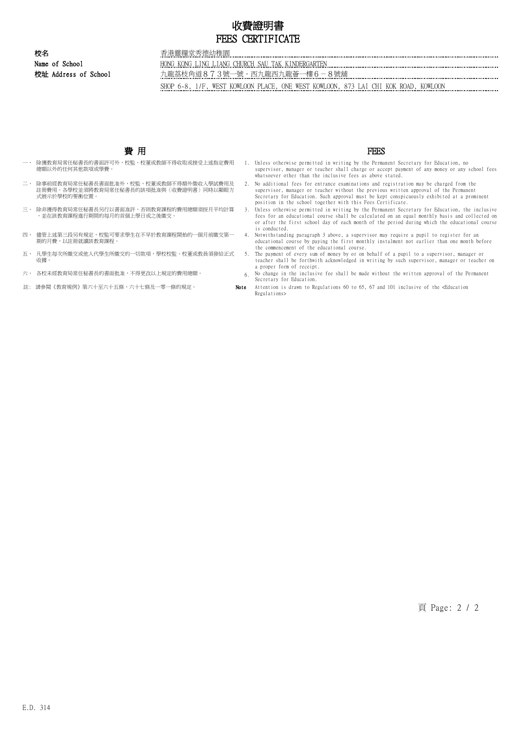# 收費證明書
# FEES CERTIFICATE

| | |
|---|---|
| **校名** | 香港靈糧堂秀德幼稚園 |
| **Name of School** | HONG KONG LING LIANG CHURCH SAU TAK KINDERGARTEN |
| **校址 Address of School** | 九龍荔枝角道８７３號一號．西九龍西九龍薈一樓６－８號舖 |
| | SHOP 6-8, 1/F, WEST KOWLOON PLACE, ONE WEST KOWLOON, 873 LAI CHI KOK ROAD, KOWLOON |

## 費 用

一、 除獲教育局常任秘書長的書面許可外，校監、校董或教師不得收取或接受上述指定費用總額以外的任何其他款項或學費。

二、 除事前經教育局常任秘書長書面批准外，校監、校董或教師不得額外徵收入學試費用及註冊費用。各學校並須將教育局常任秘書長的該項批准與〈收費證明書〉同時以顯眼方式展示於學校的要衝位置。

三、 除非獲得教育局常任秘書長另行以書面准許，否則教育課程的費用總額須按月平均計算，並在該教育課程進行期間的每月的首個上學日或之後繳交。

四、 儘管上述第三段另有規定，校監可要求學生在不早於教育課程開始的一個月前繳交第一期的月費，以註冊就讀該教育課程。

五、 凡學生每次所繳交或他人代學生所繳交的一切款項，學校校監、校董或教員須發給正式收據。

六、 各校未經教育局常任秘書長的書面批准，不得更改以上規定的費用總額。

註: 請參閱《教育規例》第六十至六十五條、六十七條及一零一條的規定。

## FEES

1. Unless otherwise permitted in writing by the Permanent Secretary for Education, no supervisor, manager or teacher shall charge or accept payment of any money or any school fees whatsoever other than the inclusive fees as above stated.
2. No additional fees for entrance examinations and registration may be charged from the supervisor, manager or teacher without the previous written approval of the Permanent Secretary for Education. Such approval must be kept conspicuously exhibited at a prominent position in the school together with this Fees Certificate.
3. Unless otherwise permitted in writing by the Permanent Secretary for Education, the inclusive fees for an educational course shall be calculated on an equal monthly basis and collected on or after the first school day of each month of the period during which the educational course is conducted.
4. Notwithstanding paragraph 3 above, a supervisor may require a pupil to register for an educational course by paying the first monthly instalment not earlier than one month before the commencement of the educational course.
5. The payment of every sum of money by or on behalf of a pupil to a supervisor, manager or teacher shall be forthwith acknowledged in writing by such supervisor, manager or teacher on a proper form of receipt.
6. No change in the inclusive fee shall be made without the written approval of the Permanent Secretary for Education.

**Note** Attention is drawn to Regulations 60 to 65, 67 and 101 inclusive of the <Education Regulations>

E.D. 314